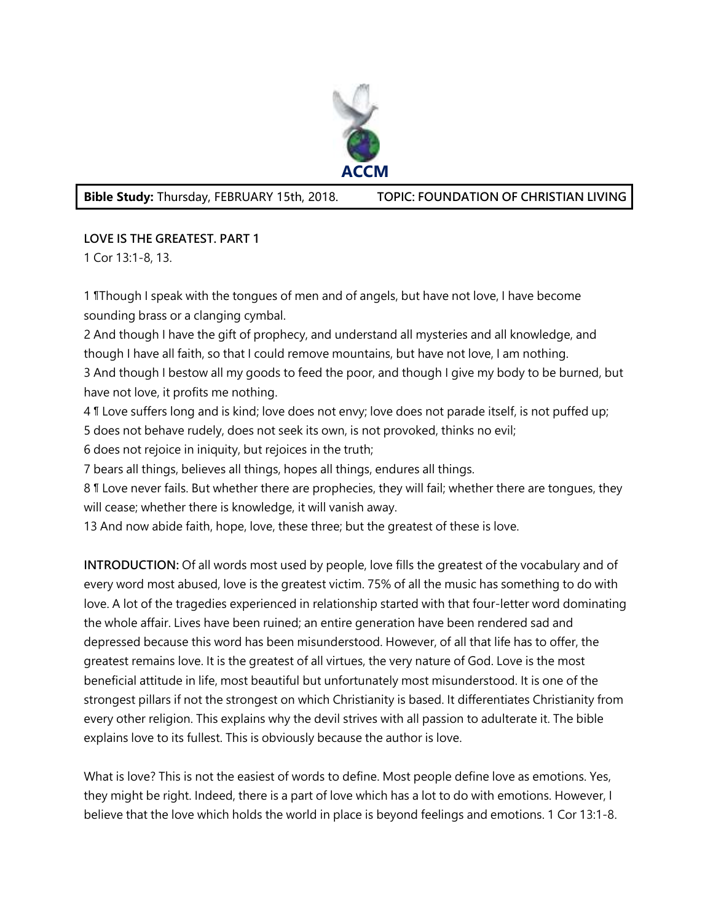**ACCM**

**Bible Study:** Thursday, FEBRUARY 15th, 2018. **TOPIC: FOUNDATION OF CHRISTIAN LIVING**

**LOVE IS THE GREATEST. PART 1**

1 Cor 13:1-8, 13.

1 ¶Though I speak with the tongues of men and of angels, but have not love, I have become sounding brass or a clanging cymbal.

2 And though I have the gift of prophecy, and understand all mysteries and all knowledge, and though I have all faith, so that I could remove mountains, but have not love, I am nothing.

3 And though I bestow all my goods to feed the poor, and though I give my body to be burned, but have not love, it profits me nothing.

4 ¶ Love suffers long and is kind; love does not envy; love does not parade itself, is not puffed up;

5 does not behave rudely, does not seek its own, is not provoked, thinks no evil;

6 does not rejoice in iniquity, but rejoices in the truth;

7 bears all things, believes all things, hopes all things, endures all things.

8 ¶ Love never fails. But whether there are prophecies, they will fail; whether there are tongues, they will cease; whether there is knowledge, it will vanish away.

13 And now abide faith, hope, love, these three; but the greatest of these is love.

**INTRODUCTION:** Of all words most used by people, love fills the greatest of the vocabulary and of every word most abused, love is the greatest victim. 75% of all the music has something to do with love. A lot of the tragedies experienced in relationship started with that four-letter word dominating the whole affair. Lives have been ruined; an entire generation have been rendered sad and depressed because this word has been misunderstood. However, of all that life has to offer, the greatest remains love. It is the greatest of all virtues, the very nature of God. Love is the most beneficial attitude in life, most beautiful but unfortunately most misunderstood. It is one of the strongest pillars if not the strongest on which Christianity is based. It differentiates Christianity from every other religion. This explains why the devil strives with all passion to adulterate it. The bible explains love to its fullest. This is obviously because the author is love.

What is love? This is not the easiest of words to define. Most people define love as emotions. Yes, they might be right. Indeed, there is a part of love which has a lot to do with emotions. However, I believe that the love which holds the world in place is beyond feelings and emotions. 1 Cor 13:1-8.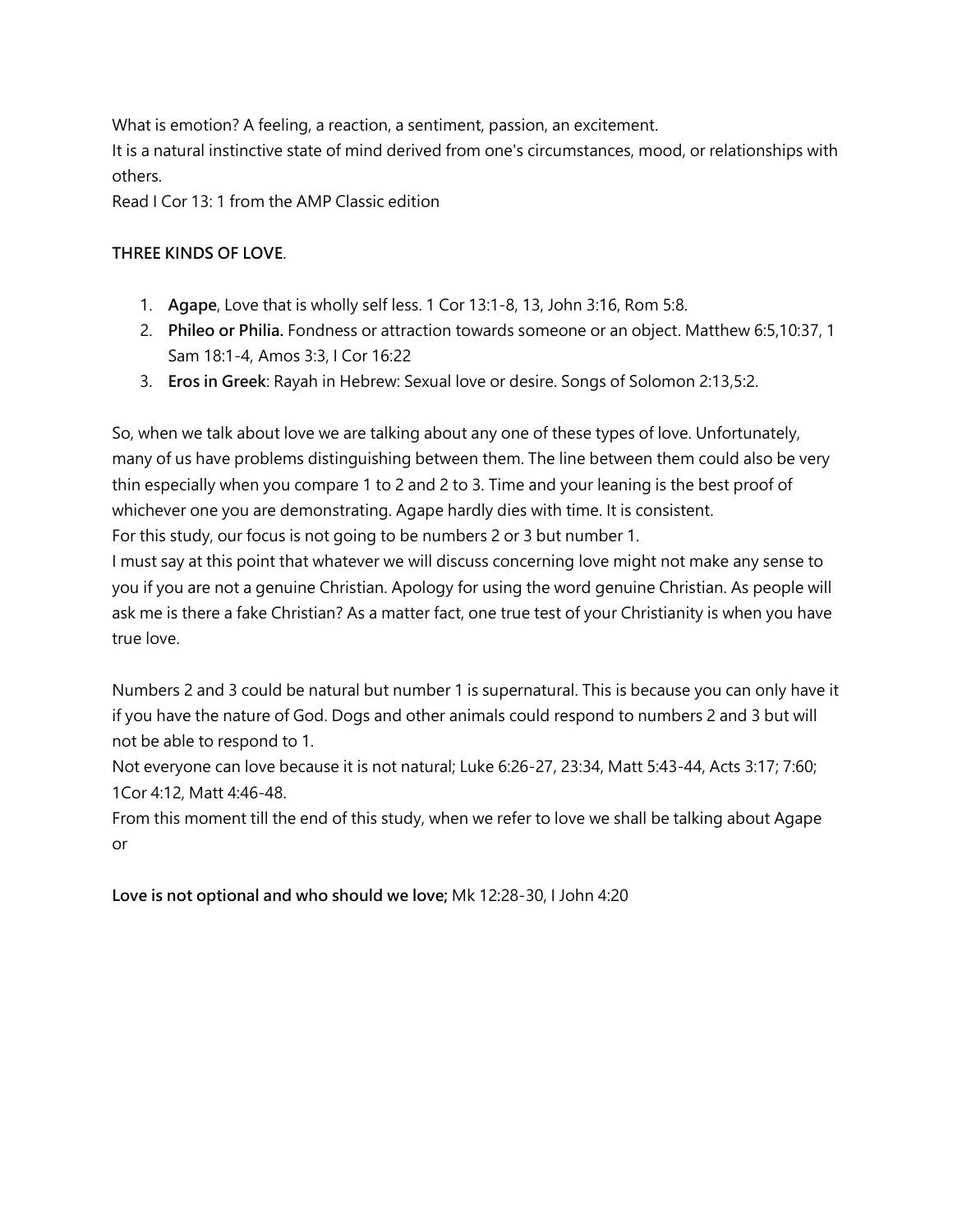What is emotion? A feeling, a reaction, a sentiment, passion, an excitement.
It is a natural instinctive state of mind derived from one's circumstances, mood, or relationships with others.
Read I Cor 13: 1 from the AMP Classic edition

**THREE KINDS OF LOVE**.

1. **Agape**, Love that is wholly self less. 1 Cor 13:1-8, 13, John 3:16, Rom 5:8.
2. **Phileo or Philia.** Fondness or attraction towards someone or an object. Matthew 6:5,10:37, 1 Sam 18:1-4, Amos 3:3, I Cor 16:22
3. **Eros in Greek**: Rayah in Hebrew: Sexual love or desire. Songs of Solomon 2:13,5:2.

So, when we talk about love we are talking about any one of these types of love. Unfortunately, many of us have problems distinguishing between them. The line between them could also be very thin especially when you compare 1 to 2 and 2 to 3. Time and your leaning is the best proof of whichever one you are demonstrating. Agape hardly dies with time. It is consistent.
For this study, our focus is not going to be numbers 2 or 3 but number 1.
I must say at this point that whatever we will discuss concerning love might not make any sense to you if you are not a genuine Christian. Apology for using the word genuine Christian. As people will ask me is there a fake Christian? As a matter fact, one true test of your Christianity is when you have true love.

Numbers 2 and 3 could be natural but number 1 is supernatural. This is because you can only have it if you have the nature of God. Dogs and other animals could respond to numbers 2 and 3 but will not be able to respond to 1.
Not everyone can love because it is not natural; Luke 6:26-27, 23:34, Matt 5:43-44, Acts 3:17; 7:60; 1Cor 4:12, Matt 4:46-48.
From this moment till the end of this study, when we refer to love we shall be talking about Agape or

**Love is not optional and who should we love;** Mk 12:28-30, I John 4:20